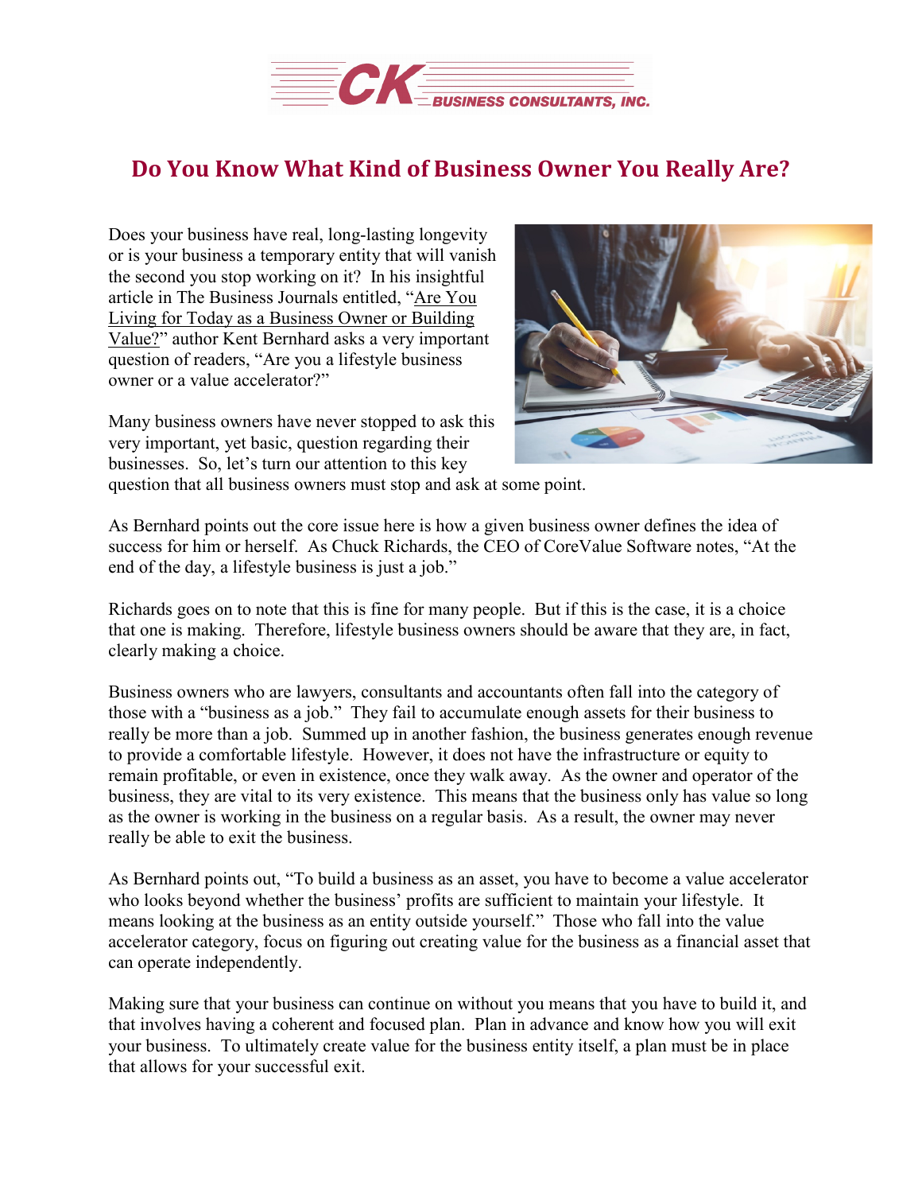# Do You Know What Kind of Business Owner You Really Are?

Does your business have real, long-lasting longevity or is your business a temporary entity that will vanish the second you stop working on it? In his insightful article in The Business Journals entitled, "Are You Living for Today as a Business Owner or Building Value?" author Kent Bernhard asks a very important question of readers, "Are you a lifestyle business owner or a value accelerator?"

Many business owners have never stopped to ask this very important, yet basic, question regarding their businesses. So, let's turn our attention to this key question that all business owners must stop and ask at some point.

As Bernhard points out the core issue here is how a given business owner defines the idea of success for him or herself. As Chuck Richards, the CEO of CoreValue Software notes, "At the end of the day, a lifestyle business is just a job."

Richards goes on to note that this is fine for many people. But if this is the case, it is a choice that one is making. Therefore, lifestyle business owners should be aware that they are, in fact, clearly making a choice.

Business owners who are lawyers, consultants and accountants often fall into the category of those with a "business as a job." They fail to accumulate enough assets for their business to really be more than a job. Summed up in another fashion, the business generates enough revenue to provide a comfortable lifestyle. However, it does not have the infrastructure or equity to remain profitable, or even in existence, once they walk away. As the owner and operator of the business, they are vital to its very existence. This means that the business only has value so long as the owner is working in the business on a regular basis. As a result, the owner may never really be able to exit the business.

As Bernhard points out, "To build a business as an asset, you have to become a value accelerator who looks beyond whether the business' profits are sufficient to maintain your lifestyle. It means looking at the business as an entity outside yourself." Those who fall into the value accelerator category, focus on figuring out creating value for the business as a financial asset that can operate independently.

Making sure that your business can continue on without you means that you have to build it, and that involves having a coherent and focused plan. Plan in advance and know how you will exit your business. To ultimately create value for the business entity itself, a plan must be in place that allows for your successful exit.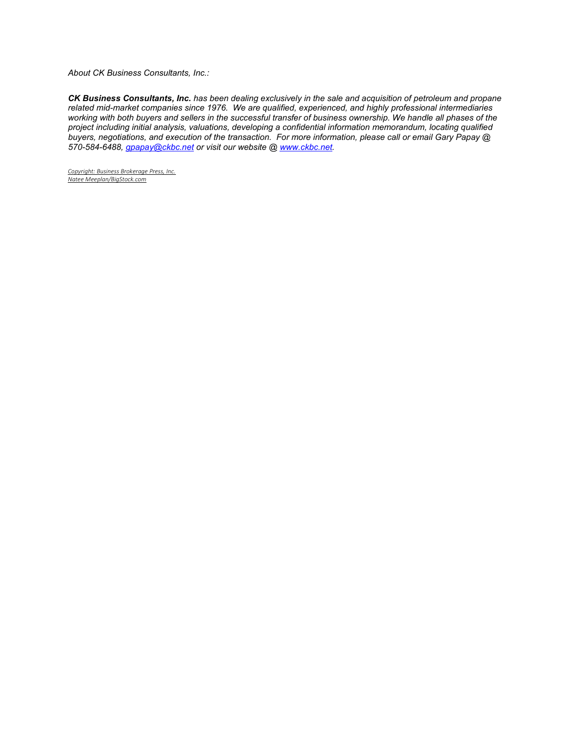*About CK Business Consultants, Inc.:*

***CK Business Consultants, Inc.*** *has been dealing exclusively in the sale and acquisition of petroleum and propane related mid-market companies since 1976. We are qualified, experienced, and highly professional intermediaries working with both buyers and sellers in the successful transfer of business ownership. We handle all phases of the project including initial analysis, valuations, developing a confidential information memorandum, locating qualified buyers, negotiations, and execution of the transaction. For more information, please call or email Gary Papay @ 570-584-6488, [gpapay@ckbc.net](mailto:gpapay@ckbc.net) or visit our website @ [www.ckbc.net](http://www.ckbc.net).*

*Copyright: Business Brokerage Press, Inc.*
*Natee Meeplan/BigStock.com*